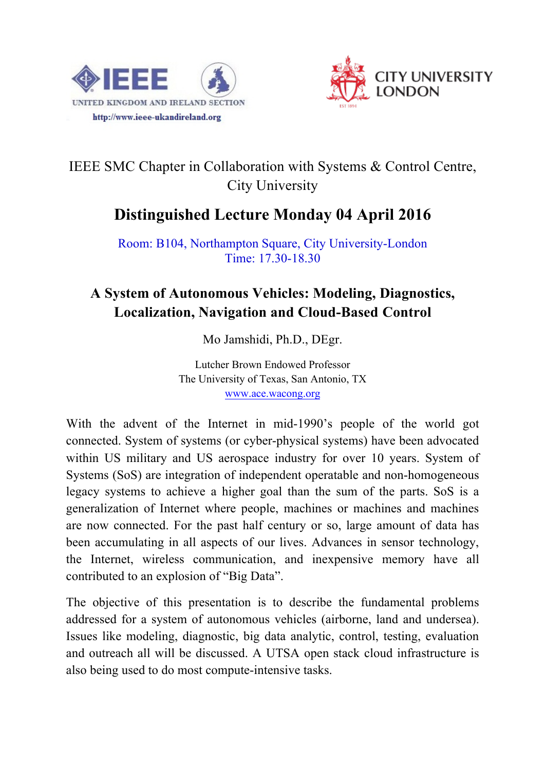IEEE

UNITED KINGDOM AND IRELAND SECTION

http://www.ieee-ukandireland.org

CITY UNIVERSITY LONDON

IEEE SMC Chapter in Collaboration with Systems & Control Centre, City University

# Distinguished Lecture Monday 04 April 2016

Room: B104, Northampton Square, City University-London
Time: 17.30-18.30

## A System of Autonomous Vehicles: Modeling, Diagnostics, Localization, Navigation and Cloud-Based Control

Mo Jamshidi, Ph.D., DEgr.

Lutcher Brown Endowed Professor
The University of Texas, San Antonio, TX
www.ace.wacong.org

With the advent of the Internet in mid-1990's people of the world got connected. System of systems (or cyber-physical systems) have been advocated within US military and US aerospace industry for over 10 years. System of Systems (SoS) are integration of independent operatable and non-homogeneous legacy systems to achieve a higher goal than the sum of the parts. SoS is a generalization of Internet where people, machines or machines and machines are now connected. For the past half century or so, large amount of data has been accumulating in all aspects of our lives. Advances in sensor technology, the Internet, wireless communication, and inexpensive memory have all contributed to an explosion of "Big Data".

The objective of this presentation is to describe the fundamental problems addressed for a system of autonomous vehicles (airborne, land and undersea). Issues like modeling, diagnostic, big data analytic, control, testing, evaluation and outreach all will be discussed. A UTSA open stack cloud infrastructure is also being used to do most compute-intensive tasks.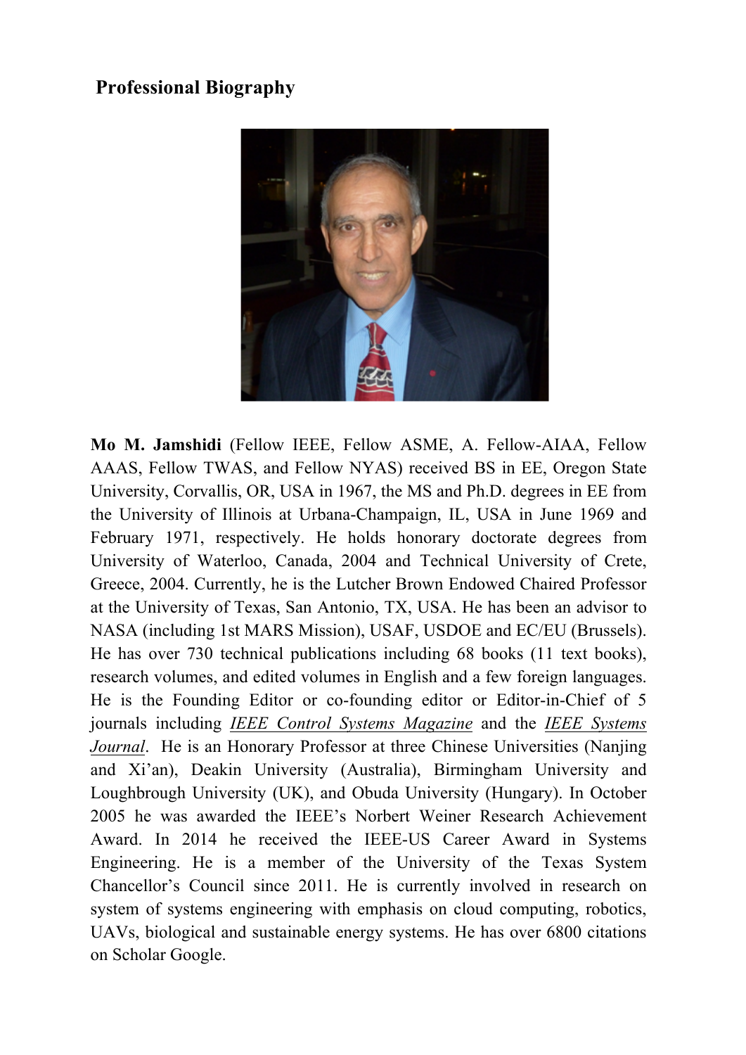## Professional Biography

**Mo M. Jamshidi** (Fellow IEEE, Fellow ASME, A. Fellow-AIAA, Fellow AAAS, Fellow TWAS, and Fellow NYAS) received BS in EE, Oregon State University, Corvallis, OR, USA in 1967, the MS and Ph.D. degrees in EE from the University of Illinois at Urbana-Champaign, IL, USA in June 1969 and February 1971, respectively. He holds honorary doctorate degrees from University of Waterloo, Canada, 2004 and Technical University of Crete, Greece, 2004. Currently, he is the Lutcher Brown Endowed Chaired Professor at the University of Texas, San Antonio, TX, USA. He has been an advisor to NASA (including 1st MARS Mission), USAF, USDOE and EC/EU (Brussels). He has over 730 technical publications including 68 books (11 text books), research volumes, and edited volumes in English and a few foreign languages. He is the Founding Editor or co-founding editor or Editor-in-Chief of 5 journals including *IEEE Control Systems Magazine* and the *IEEE Systems Journal*. He is an Honorary Professor at three Chinese Universities (Nanjing and Xi'an), Deakin University (Australia), Birmingham University and Loughbrough University (UK), and Obuda University (Hungary). In October 2005 he was awarded the IEEE's Norbert Weiner Research Achievement Award. In 2014 he received the IEEE-US Career Award in Systems Engineering. He is a member of the University of the Texas System Chancellor's Council since 2011. He is currently involved in research on system of systems engineering with emphasis on cloud computing, robotics, UAVs, biological and sustainable energy systems. He has over 6800 citations on Scholar Google.